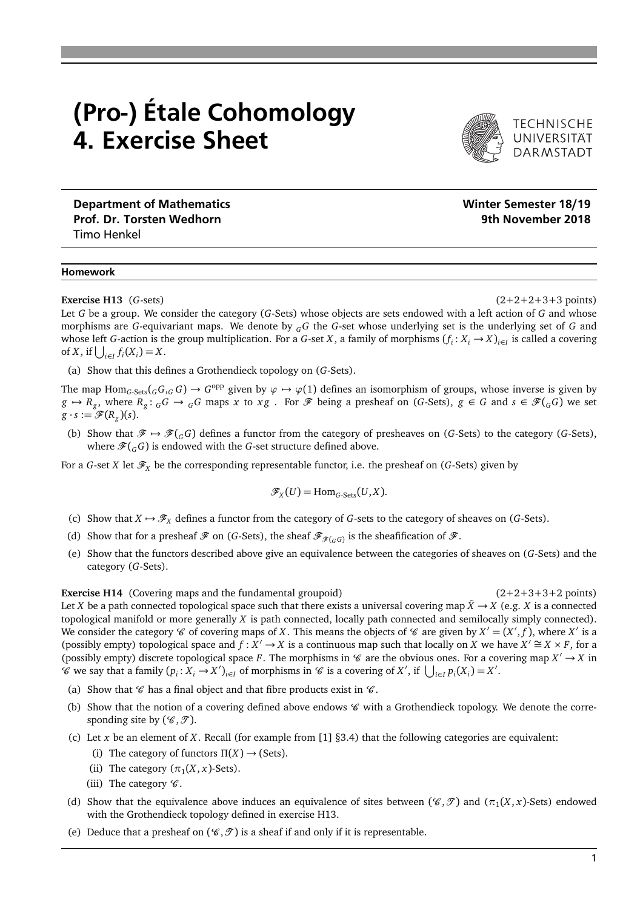# (Pro-) Étale Cohomology
# 4. Exercise Sheet

TECHNISCHE UNIVERSITÄT DARMSTADT

**Department of Mathematics**
**Prof. Dr. Torsten Wedhorn**
Timo Henkel

**Winter Semester 18/19**
**9th November 2018**

## Homework

**Exercise H13** (*G*-sets) (2+2+2+3+3 points)

Let $G$ be a group. We consider the category ($G$-Sets) whose objects are sets endowed with a left action of $G$ and whose morphisms are $G$-equivariant maps. We denote by ${}_G G$ the $G$-set whose underlying set is the underlying set of $G$ and whose left $G$-action is the group multiplication. For a $G$-set $X$, a family of morphisms $(f_i : X_i \to X)_{i \in I}$ is called a covering of $X$, if $\bigcup_{i \in I} f_i(X_i) = X$.

(a) Show that this defines a Grothendieck topology on ($G$-Sets).

The map $\mathrm{Hom}_{G\text{-Sets}}({}_G G, {}_G G) \to G^{\mathrm{opp}}$ given by $\varphi \mapsto \varphi(1)$ defines an isomorphism of groups, whose inverse is given by $g \mapsto R_g$, where $R_g : {}_G G \to {}_G G$ maps $x$ to $xg$ . For $\mathscr{F}$ being a presheaf on ($G$-Sets), $g \in G$ and $s \in \mathscr{F}({}_G G)$ we set $g \cdot s := \mathscr{F}(R_g)(s)$.

(b) Show that $\mathscr{F} \mapsto \mathscr{F}({}_G G)$ defines a functor from the category of presheaves on ($G$-Sets) to the category ($G$-Sets), where $\mathscr{F}({}_G G)$ is endowed with the $G$-set structure defined above.

For a $G$-set $X$ let $\mathscr{F}_X$ be the corresponding representable functor, i.e. the presheaf on ($G$-Sets) given by

$$\mathscr{F}_X(U) = \mathrm{Hom}_{G\text{-Sets}}(U, X).$$

(c) Show that $X \mapsto \mathscr{F}_X$ defines a functor from the category of $G$-sets to the category of sheaves on ($G$-Sets).

(d) Show that for a presheaf $\mathscr{F}$ on ($G$-Sets), the sheaf $\mathscr{F}_{\mathscr{F}({}_G G)}$ is the sheafification of $\mathscr{F}$.

(e) Show that the functors described above give an equivalence between the categories of sheaves on ($G$-Sets) and the category ($G$-Sets).

**Exercise H14** (Covering maps and the fundamental groupoid) (2+2+3+3+2 points)

Let $X$ be a path connected topological space such that there exists a universal covering map $\tilde{X} \to X$ (e.g. $X$ is a connected topological manifold or more generally $X$ is path connected, locally path connected and semilocally simply connected). We consider the category $\mathscr{C}$ of covering maps of $X$. This means the objects of $\mathscr{C}$ are given by $X' = (X', f)$, where $X'$ is a (possibly empty) topological space and $f : X' \to X$ is a continuous map such that locally on $X$ we have $X' \cong X \times F$, for a (possibly empty) discrete topological space $F$. The morphisms in $\mathscr{C}$ are the obvious ones. For a covering map $X' \to X$ in $\mathscr{C}$ we say that a family $(p_i : X_i \to X')_{i \in I}$ of morphisms in $\mathscr{C}$ is a covering of $X'$, if $\bigcup_{i \in I} p_i(X_i) = X'$.

(a) Show that $\mathscr{C}$ has a final object and that fibre products exist in $\mathscr{C}$.

(b) Show that the notion of a covering defined above endows $\mathscr{C}$ with a Grothendieck topology. We denote the corresponding site by $(\mathscr{C}, \mathscr{T})$.

(c) Let $x$ be an element of $X$. Recall (for example from [1] §3.4) that the following categories are equivalent:
   (i) The category of functors $\Pi(X) \to$ (Sets).
   (ii) The category ($\pi_1(X, x)$-Sets).
   (iii) The category $\mathscr{C}$.

(d) Show that the equivalence above induces an equivalence of sites between $(\mathscr{C}, \mathscr{T})$ and ($\pi_1(X, x)$-Sets) endowed with the Grothendieck topology defined in exercise H13.

(e) Deduce that a presheaf on $(\mathscr{C}, \mathscr{T})$ is a sheaf if and only if it is representable.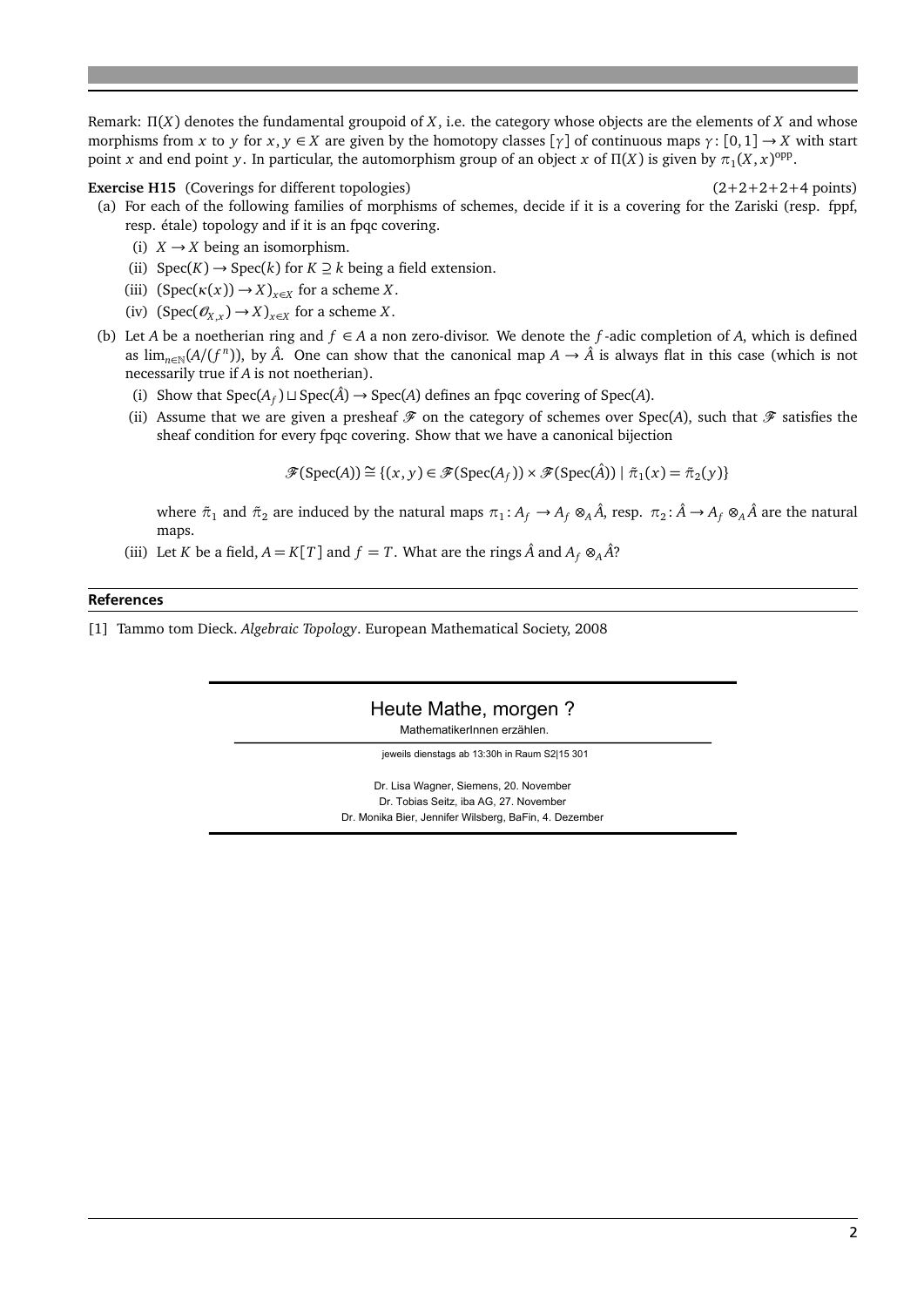Remark: $\Pi(X)$ denotes the fundamental groupoid of $X$, i.e. the category whose objects are the elements of $X$ and whose morphisms from $x$ to $y$ for $x, y \in X$ are given by the homotopy classes $[\gamma]$ of continuous maps $\gamma : [0,1] \to X$ with start point $x$ and end point $y$. In particular, the automorphism group of an object $x$ of $\Pi(X)$ is given by $\pi_1(X, x)^{\text{opp}}$.

**Exercise H15** (Coverings for different topologies) (2+2+2+2+4 points)

(a) For each of the following families of morphisms of schemes, decide if it is a covering for the Zariski (resp. fppf, resp. étale) topology and if it is an fpqc covering.

   (i) $X \to X$ being an isomorphism.

   (ii) $\text{Spec}(K) \to \text{Spec}(k)$ for $K \supseteq k$ being a field extension.

   (iii) $(\text{Spec}(\kappa(x)) \to X)_{x \in X}$ for a scheme $X$.

   (iv) $(\text{Spec}(\mathcal{O}_{X,x}) \to X)_{x \in X}$ for a scheme $X$.

(b) Let $A$ be a noetherian ring and $f \in A$ a non zero-divisor. We denote the $f$-adic completion of $A$, which is defined as $\lim_{n \in \mathbb{N}}(A/(f^n))$, by $\hat{A}$. One can show that the canonical map $A \to \hat{A}$ is always flat in this case (which is not necessarily true if $A$ is not noetherian).

   (i) Show that $\text{Spec}(A_f) \sqcup \text{Spec}(\hat{A}) \to \text{Spec}(A)$ defines an fpqc covering of $\text{Spec}(A)$.

   (ii) Assume that we are given a presheaf $\mathscr{F}$ on the category of schemes over $\text{Spec}(A)$, such that $\mathscr{F}$ satisfies the sheaf condition for every fpqc covering. Show that we have a canonical bijection

$$\mathscr{F}(\text{Spec}(A)) \cong \{(x, y) \in \mathscr{F}(\text{Spec}(A_f)) \times \mathscr{F}(\text{Spec}(\hat{A})) \mid \tilde{\pi}_1(x) = \tilde{\pi}_2(y)\}$$

   where $\tilde{\pi}_1$ and $\tilde{\pi}_2$ are induced by the natural maps $\pi_1 : A_f \to A_f \otimes_A \hat{A}$, resp. $\pi_2 : \hat{A} \to A_f \otimes_A \hat{A}$ are the natural maps.

   (iii) Let $K$ be a field, $A = K[T]$ and $f = T$. What are the rings $\hat{A}$ and $A_f \otimes_A \hat{A}$?

## References

[1] Tammo tom Dieck. *Algebraic Topology*. European Mathematical Society, 2008

Heute Mathe, morgen ?

MathematikerInnen erzählen.

jeweils dienstags ab 13:30h in Raum S2|15 301

Dr. Lisa Wagner, Siemens, 20. November

Dr. Tobias Seitz, iba AG, 27. November

Dr. Monika Bier, Jennifer Wilsberg, BaFin, 4. Dezember